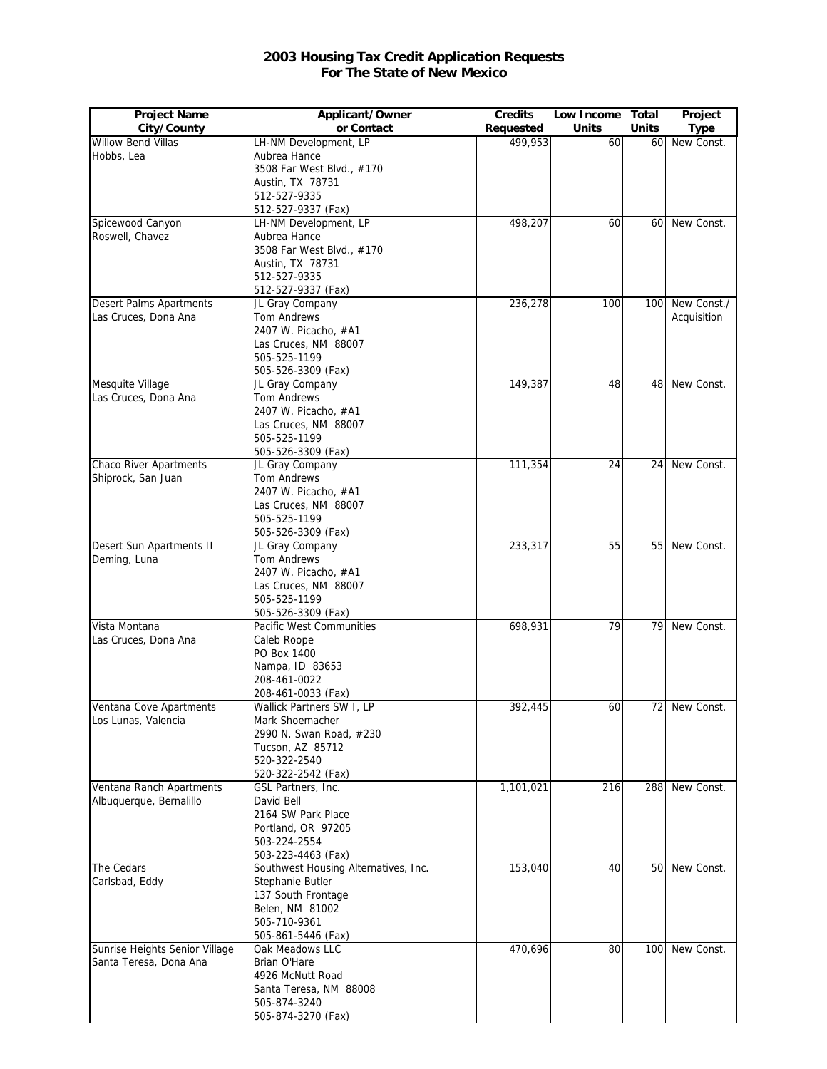# 2003 Housing Tax Credit Application Requests
# For The State of New Mexico

| Project Name<br>City/County | Applicant/Owner<br>or Contact | Credits<br>Requested | Low Income<br>Units | Total<br>Units | Project<br>Type |
|---|---|---|---|---|---|
| Willow Bend Villas<br>Hobbs, Lea | LH-NM Development, LP<br>Aubrea Hance<br>3508 Far West Blvd., #170<br>Austin, TX 78731<br>512-527-9335<br>512-527-9337 (Fax) | 499,953 | 60 | 60 | New Const. |
| Spicewood Canyon<br>Roswell, Chavez | LH-NM Development, LP<br>Aubrea Hance<br>3508 Far West Blvd., #170<br>Austin, TX 78731<br>512-527-9335<br>512-527-9337 (Fax) | 498,207 | 60 | 60 | New Const. |
| Desert Palms Apartments<br>Las Cruces, Dona Ana | JL Gray Company<br>Tom Andrews<br>2407 W. Picacho, #A1<br>Las Cruces, NM 88007<br>505-525-1199<br>505-526-3309 (Fax) | 236,278 | 100 | 100 | New Const./<br>Acquisition |
| Mesquite Village<br>Las Cruces, Dona Ana | JL Gray Company<br>Tom Andrews<br>2407 W. Picacho, #A1<br>Las Cruces, NM 88007<br>505-525-1199<br>505-526-3309 (Fax) | 149,387 | 48 | 48 | New Const. |
| Chaco River Apartments<br>Shiprock, San Juan | JL Gray Company<br>Tom Andrews<br>2407 W. Picacho, #A1<br>Las Cruces, NM 88007<br>505-525-1199<br>505-526-3309 (Fax) | 111,354 | 24 | 24 | New Const. |
| Desert Sun Apartments II<br>Deming, Luna | JL Gray Company<br>Tom Andrews<br>2407 W. Picacho, #A1<br>Las Cruces, NM 88007<br>505-525-1199<br>505-526-3309 (Fax) | 233,317 | 55 | 55 | New Const. |
| Vista Montana<br>Las Cruces, Dona Ana | Pacific West Communities<br>Caleb Roope<br>PO Box 1400<br>Nampa, ID 83653<br>208-461-0022<br>208-461-0033 (Fax) | 698,931 | 79 | 79 | New Const. |
| Ventana Cove Apartments<br>Los Lunas, Valencia | Wallick Partners SW I, LP<br>Mark Shoemacher<br>2990 N. Swan Road, #230<br>Tucson, AZ 85712<br>520-322-2540<br>520-322-2542 (Fax) | 392,445 | 60 | 72 | New Const. |
| Ventana Ranch Apartments<br>Albuquerque, Bernalillo | GSL Partners, Inc.<br>David Bell<br>2164 SW Park Place<br>Portland, OR 97205<br>503-224-2554<br>503-223-4463 (Fax) | 1,101,021 | 216 | 288 | New Const. |
| The Cedars<br>Carlsbad, Eddy | Southwest Housing Alternatives, Inc.<br>Stephanie Butler<br>137 South Frontage<br>Belen, NM 81002<br>505-710-9361<br>505-861-5446 (Fax) | 153,040 | 40 | 50 | New Const. |
| Sunrise Heights Senior Village<br>Santa Teresa, Dona Ana | Oak Meadows LLC<br>Brian O'Hare<br>4926 McNutt Road<br>Santa Teresa, NM 88008<br>505-874-3240<br>505-874-3270 (Fax) | 470,696 | 80 | 100 | New Const. |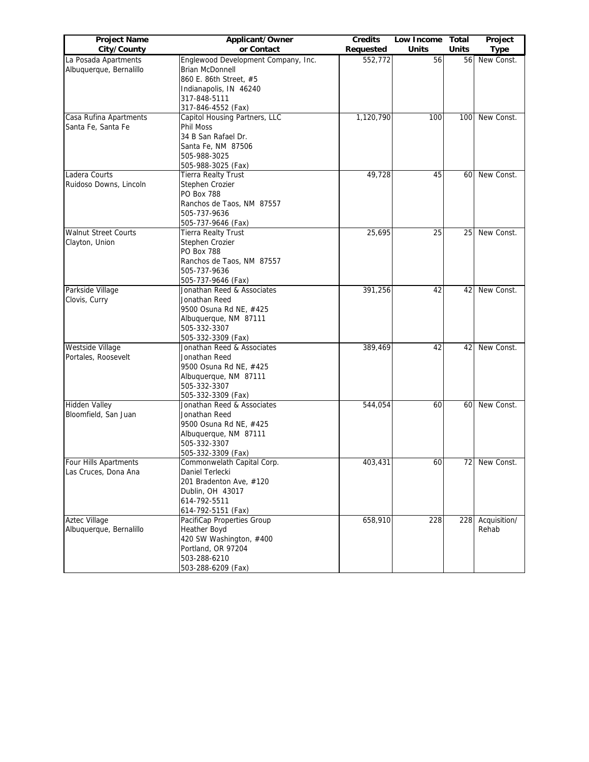| Project Name<br>City/County | Applicant/Owner<br>or Contact | Credits<br>Requested | Low Income<br>Units | Total<br>Units | Project<br>Type |
|---|---|---|---|---|---|
| La Posada Apartments<br>Albuquerque, Bernalillo | Englewood Development Company, Inc.<br>Brian McDonnell<br>860 E. 86th Street, #5<br>Indianapolis, IN 46240<br>317-848-5111<br>317-846-4552 (Fax) | 552,772 | 56 | 56 | New Const. |
| Casa Rufina Apartments<br>Santa Fe, Santa Fe | Capitol Housing Partners, LLC<br>Phil Moss<br>34 B San Rafael Dr.<br>Santa Fe, NM 87506<br>505-988-3025<br>505-988-3025 (Fax) | 1,120,790 | 100 | 100 | New Const. |
| Ladera Courts<br>Ruidoso Downs, Lincoln | Tierra Realty Trust<br>Stephen Crozier<br>PO Box 788<br>Ranchos de Taos, NM 87557<br>505-737-9636<br>505-737-9646 (Fax) | 49,728 | 45 | 60 | New Const. |
| Walnut Street Courts<br>Clayton, Union | Tierra Realty Trust<br>Stephen Crozier<br>PO Box 788<br>Ranchos de Taos, NM 87557<br>505-737-9636<br>505-737-9646 (Fax) | 25,695 | 25 | 25 | New Const. |
| Parkside Village<br>Clovis, Curry | Jonathan Reed & Associates<br>Jonathan Reed<br>9500 Osuna Rd NE, #425<br>Albuquerque, NM 87111<br>505-332-3307<br>505-332-3309 (Fax) | 391,256 | 42 | 42 | New Const. |
| Westside Village<br>Portales, Roosevelt | Jonathan Reed & Associates<br>Jonathan Reed<br>9500 Osuna Rd NE, #425<br>Albuquerque, NM 87111<br>505-332-3307<br>505-332-3309 (Fax) | 389,469 | 42 | 42 | New Const. |
| Hidden Valley<br>Bloomfield, San Juan | Jonathan Reed & Associates<br>Jonathan Reed<br>9500 Osuna Rd NE, #425<br>Albuquerque, NM 87111<br>505-332-3307<br>505-332-3309 (Fax) | 544,054 | 60 | 60 | New Const. |
| Four Hills Apartments<br>Las Cruces, Dona Ana | Commonwelath Capital Corp.<br>Daniel Terlecki<br>201 Bradenton Ave, #120<br>Dublin, OH 43017<br>614-792-5511<br>614-792-5151 (Fax) | 403,431 | 60 | 72 | New Const. |
| Aztec Village<br>Albuquerque, Bernalillo | PacifiCap Properties Group<br>Heather Boyd<br>420 SW Washington, #400<br>Portland, OR 97204<br>503-288-6210<br>503-288-6209 (Fax) | 658,910 | 228 | 228 | Acquisition/<br>Rehab |